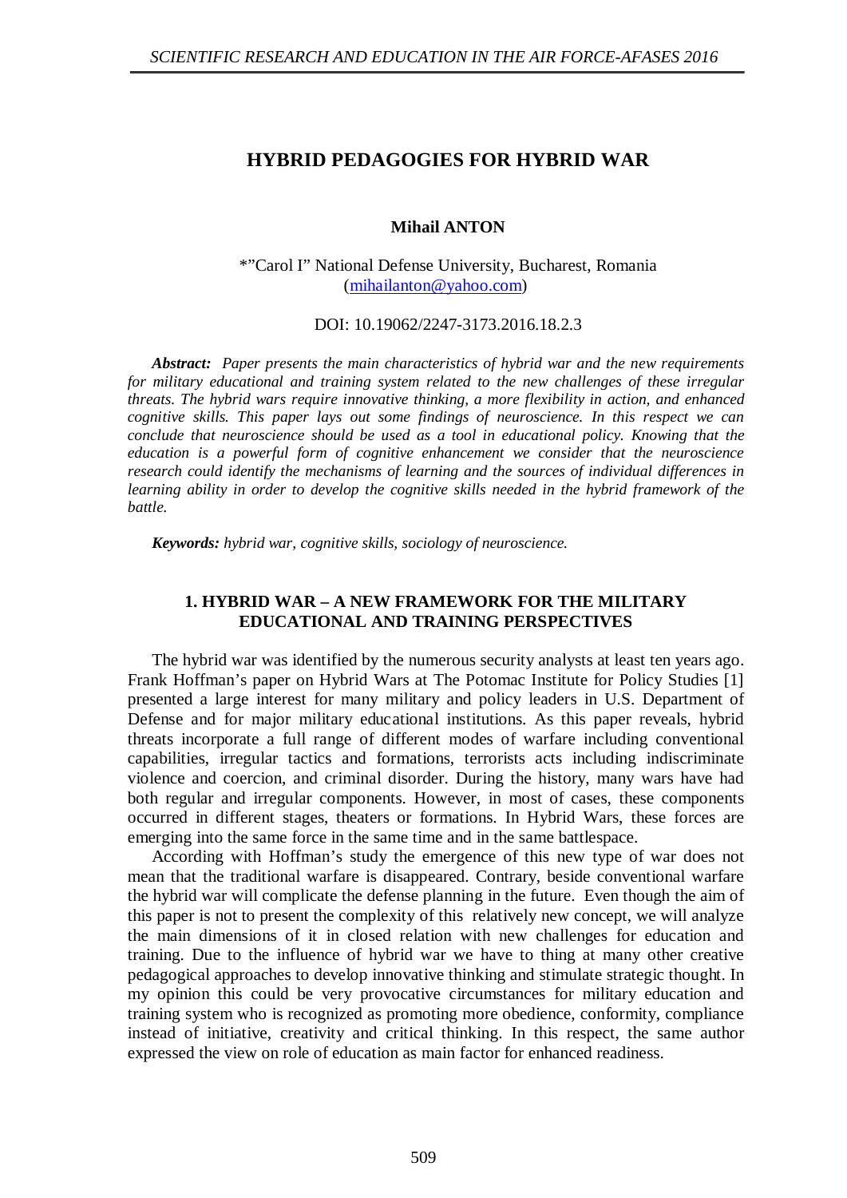# HYBRID PEDAGOGIES FOR HYBRID WAR

**Mihail ANTON**

*"Carol I" National Defense University, Bucharest, Romania
(mihailanton@yahoo.com)

DOI: 10.19062/2247-3173.2016.18.2.3

***Abstract:*** *Paper presents the main characteristics of hybrid war and the new requirements for military educational and training system related to the new challenges of these irregular threats. The hybrid wars require innovative thinking, a more flexibility in action, and enhanced cognitive skills. This paper lays out some findings of neuroscience. In this respect we can conclude that neuroscience should be used as a tool in educational policy. Knowing that the education is a powerful form of cognitive enhancement we consider that the neuroscience research could identify the mechanisms of learning and the sources of individual differences in learning ability in order to develop the cognitive skills needed in the hybrid framework of the battle.*

***Keywords:*** *hybrid war, cognitive skills, sociology of neuroscience.*

## 1. HYBRID WAR – A NEW FRAMEWORK FOR THE MILITARY EDUCATIONAL AND TRAINING PERSPECTIVES

The hybrid war was identified by the numerous security analysts at least ten years ago. Frank Hoffman's paper on Hybrid Wars at The Potomac Institute for Policy Studies [1] presented a large interest for many military and policy leaders in U.S. Department of Defense and for major military educational institutions. As this paper reveals, hybrid threats incorporate a full range of different modes of warfare including conventional capabilities, irregular tactics and formations, terrorists acts including indiscriminate violence and coercion, and criminal disorder. During the history, many wars have had both regular and irregular components. However, in most of cases, these components occurred in different stages, theaters or formations. In Hybrid Wars, these forces are emerging into the same force in the same time and in the same battlespace.

According with Hoffman's study the emergence of this new type of war does not mean that the traditional warfare is disappeared. Contrary, beside conventional warfare the hybrid war will complicate the defense planning in the future. Even though the aim of this paper is not to present the complexity of this relatively new concept, we will analyze the main dimensions of it in closed relation with new challenges for education and training. Due to the influence of hybrid war we have to thing at many other creative pedagogical approaches to develop innovative thinking and stimulate strategic thought. In my opinion this could be very provocative circumstances for military education and training system who is recognized as promoting more obedience, conformity, compliance instead of initiative, creativity and critical thinking. In this respect, the same author expressed the view on role of education as main factor for enhanced readiness.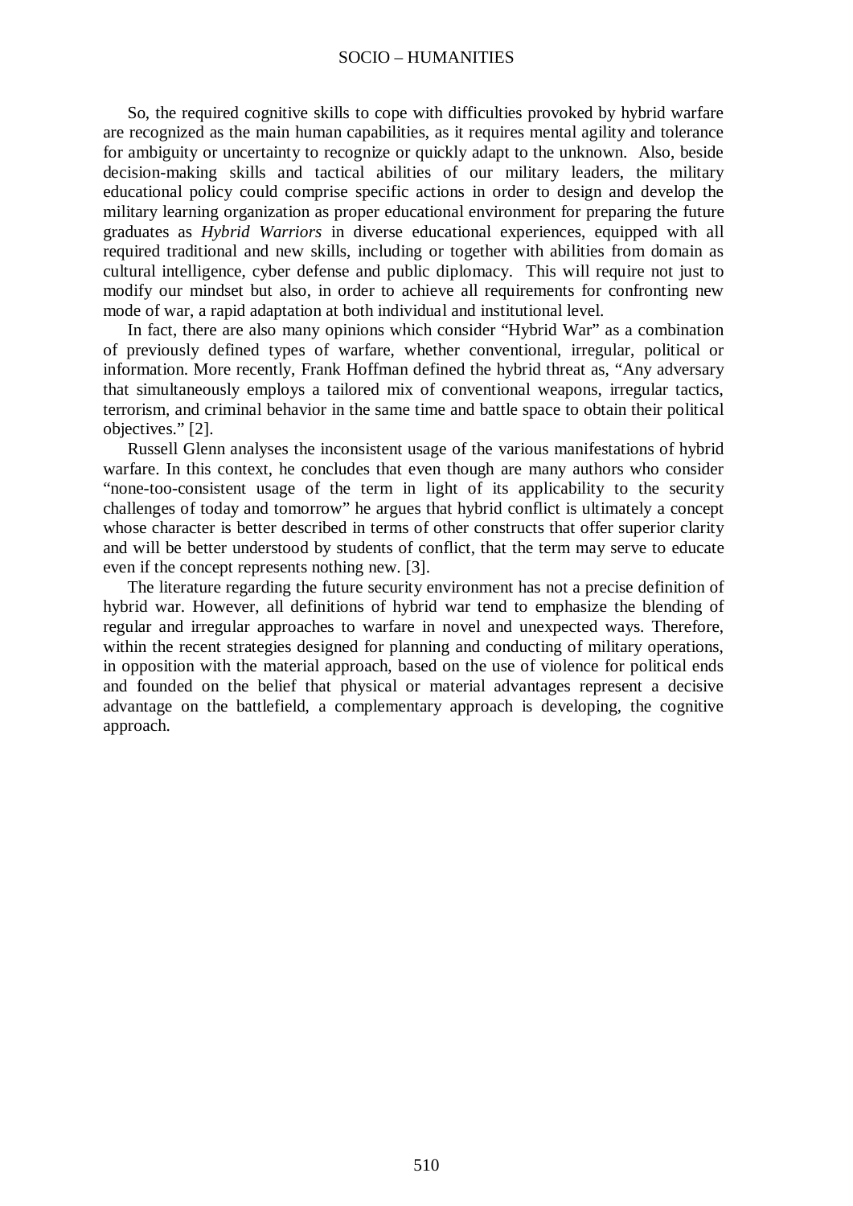So, the required cognitive skills to cope with difficulties provoked by hybrid warfare are recognized as the main human capabilities, as it requires mental agility and tolerance for ambiguity or uncertainty to recognize or quickly adapt to the unknown. Also, beside decision-making skills and tactical abilities of our military leaders, the military educational policy could comprise specific actions in order to design and develop the military learning organization as proper educational environment for preparing the future graduates as *Hybrid Warriors* in diverse educational experiences, equipped with all required traditional and new skills, including or together with abilities from domain as cultural intelligence, cyber defense and public diplomacy. This will require not just to modify our mindset but also, in order to achieve all requirements for confronting new mode of war, a rapid adaptation at both individual and institutional level.

In fact, there are also many opinions which consider "Hybrid War" as a combination of previously defined types of warfare, whether conventional, irregular, political or information. More recently, Frank Hoffman defined the hybrid threat as, "Any adversary that simultaneously employs a tailored mix of conventional weapons, irregular tactics, terrorism, and criminal behavior in the same time and battle space to obtain their political objectives." [2].

Russell Glenn analyses the inconsistent usage of the various manifestations of hybrid warfare. In this context, he concludes that even though are many authors who consider "none-too-consistent usage of the term in light of its applicability to the security challenges of today and tomorrow" he argues that hybrid conflict is ultimately a concept whose character is better described in terms of other constructs that offer superior clarity and will be better understood by students of conflict, that the term may serve to educate even if the concept represents nothing new. [3].

The literature regarding the future security environment has not a precise definition of hybrid war. However, all definitions of hybrid war tend to emphasize the blending of regular and irregular approaches to warfare in novel and unexpected ways. Therefore, within the recent strategies designed for planning and conducting of military operations, in opposition with the material approach, based on the use of violence for political ends and founded on the belief that physical or material advantages represent a decisive advantage on the battlefield, a complementary approach is developing, the cognitive approach.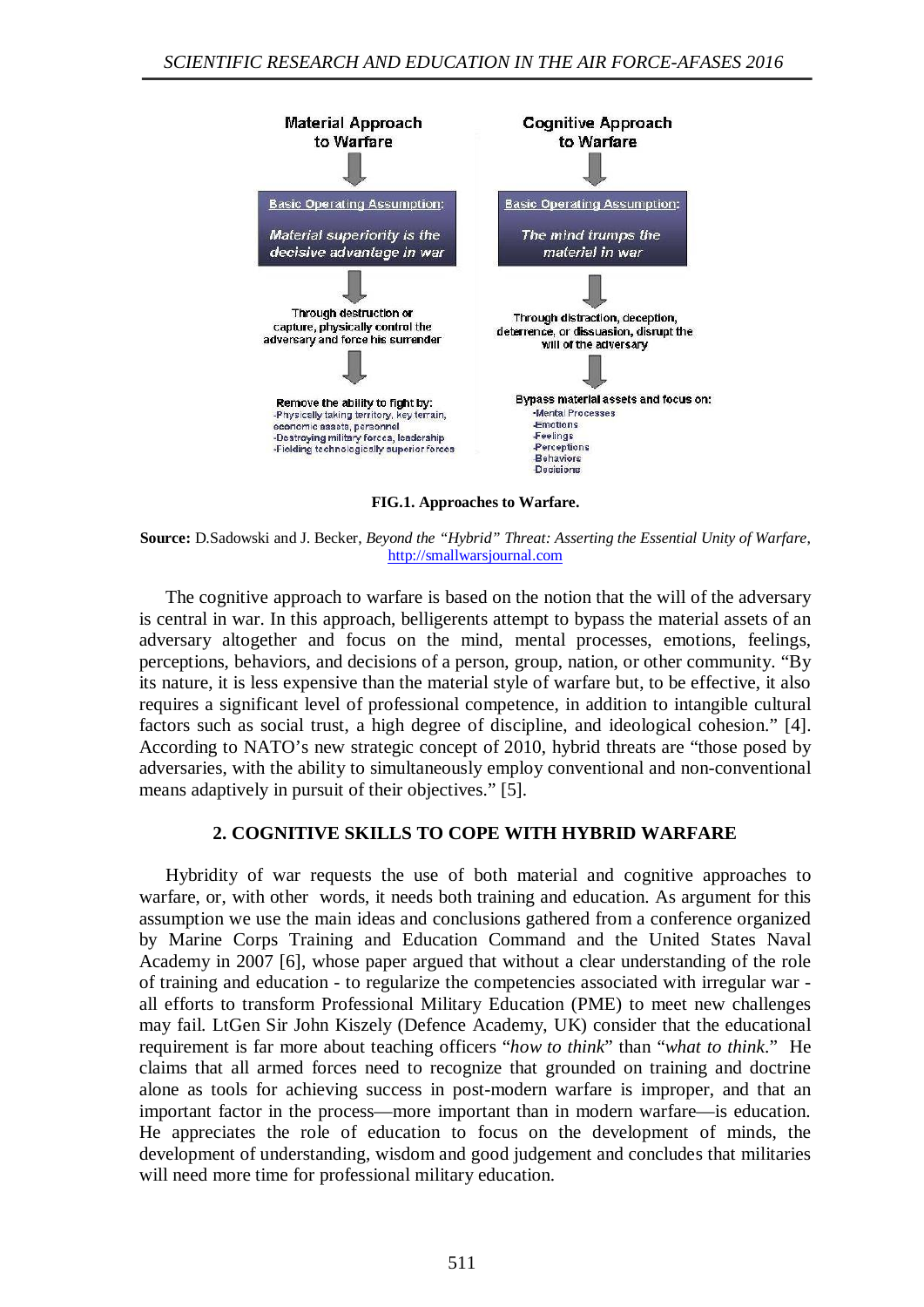Material Approach to Warfare

**Basic Operating Assumption:** *Material superiority is the decisive advantage in war*

Through destruction or capture, physically control the adversary and force his surrender

Remove the ability to fight by:
- Physically taking territory, key terrain, economic assets, personnel
- Destroying military forces, leadership
- Fielding technologically superior forces

Cognitive Approach to Warfare

**Basic Operating Assumption:** *The mind trumps the material in war*

Through distraction, deception, deterrence, or dissuasion, disrupt the will of the adversary

Bypass material assets and focus on:
- Mental Processes
- Emotions
- Feelings
- Perceptions
- Behaviors
- Decisions

**FIG.1. Approaches to Warfare.**

**Source:** D.Sadowski and J. Becker, *Beyond the "Hybrid" Threat: Asserting the Essential Unity of Warfare*, http://smallwarsjournal.com

The cognitive approach to warfare is based on the notion that the will of the adversary is central in war. In this approach, belligerents attempt to bypass the material assets of an adversary altogether and focus on the mind, mental processes, emotions, feelings, perceptions, behaviors, and decisions of a person, group, nation, or other community. "By its nature, it is less expensive than the material style of warfare but, to be effective, it also requires a significant level of professional competence, in addition to intangible cultural factors such as social trust, a high degree of discipline, and ideological cohesion." [4]. According to NATO's new strategic concept of 2010, hybrid threats are "those posed by adversaries, with the ability to simultaneously employ conventional and non-conventional means adaptively in pursuit of their objectives." [5].

## 2. COGNITIVE SKILLS TO COPE WITH HYBRID WARFARE

Hybridity of war requests the use of both material and cognitive approaches to warfare, or, with other words, it needs both training and education. As argument for this assumption we use the main ideas and conclusions gathered from a conference organized by Marine Corps Training and Education Command and the United States Naval Academy in 2007 [6], whose paper argued that without a clear understanding of the role of training and education - to regularize the competencies associated with irregular war - all efforts to transform Professional Military Education (PME) to meet new challenges may fail. LtGen Sir John Kiszely (Defence Academy, UK) consider that the educational requirement is far more about teaching officers "*how to think*" than "*what to think*." He claims that all armed forces need to recognize that grounded on training and doctrine alone as tools for achieving success in post-modern warfare is improper, and that an important factor in the process—more important than in modern warfare—is education. He appreciates the role of education to focus on the development of minds, the development of understanding, wisdom and good judgement and concludes that militaries will need more time for professional military education.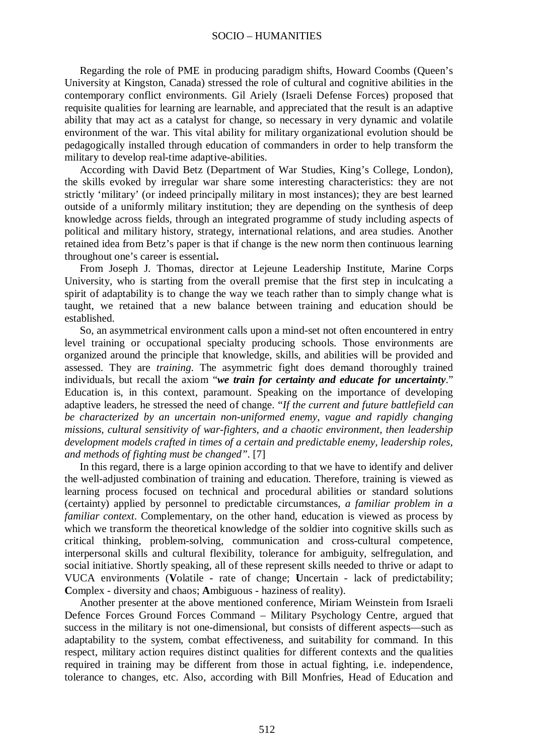Regarding the role of PME in producing paradigm shifts, Howard Coombs (Queen's University at Kingston, Canada) stressed the role of cultural and cognitive abilities in the contemporary conflict environments. Gil Ariely (Israeli Defense Forces) proposed that requisite qualities for learning are learnable, and appreciated that the result is an adaptive ability that may act as a catalyst for change, so necessary in very dynamic and volatile environment of the war. This vital ability for military organizational evolution should be pedagogically installed through education of commanders in order to help transform the military to develop real-time adaptive-abilities.

According with David Betz (Department of War Studies, King's College, London), the skills evoked by irregular war share some interesting characteristics: they are not strictly 'military' (or indeed principally military in most instances); they are best learned outside of a uniformly military institution; they are depending on the synthesis of deep knowledge across fields, through an integrated programme of study including aspects of political and military history, strategy, international relations, and area studies. Another retained idea from Betz's paper is that if change is the new norm then continuous learning throughout one's career is essential**.**

From Joseph J. Thomas, director at Lejeune Leadership Institute, Marine Corps University, who is starting from the overall premise that the first step in inculcating a spirit of adaptability is to change the way we teach rather than to simply change what is taught, we retained that a new balance between training and education should be established.

So, an asymmetrical environment calls upon a mind-set not often encountered in entry level training or occupational specialty producing schools. Those environments are organized around the principle that knowledge, skills, and abilities will be provided and assessed. They are *training*. The asymmetric fight does demand thoroughly trained individuals, but recall the axiom "***we train for certainty and educate for uncertainty***." Education is, in this context, paramount. Speaking on the importance of developing adaptive leaders, he stressed the need of change. "*If the current and future battlefield can be characterized by an uncertain non-uniformed enemy, vague and rapidly changing missions, cultural sensitivity of war-fighters, and a chaotic environment, then leadership development models crafted in times of a certain and predictable enemy, leadership roles, and methods of fighting must be changed"*. [7]

In this regard, there is a large opinion according to that we have to identify and deliver the well-adjusted combination of training and education. Therefore, training is viewed as learning process focused on technical and procedural abilities or standard solutions (certainty) applied by personnel to predictable circumstances, *a familiar problem in a familiar context*. Complementary, on the other hand, education is viewed as process by which we transform the theoretical knowledge of the soldier into cognitive skills such as critical thinking, problem-solving, communication and cross-cultural competence, interpersonal skills and cultural flexibility, tolerance for ambiguity, selfregulation, and social initiative. Shortly speaking, all of these represent skills needed to thrive or adapt to VUCA environments (**V**olatile - rate of change; **U**ncertain - lack of predictability; **C**omplex - diversity and chaos; **A**mbiguous - haziness of reality).

Another presenter at the above mentioned conference, Miriam Weinstein from Israeli Defence Forces Ground Forces Command – Military Psychology Centre, argued that success in the military is not one-dimensional, but consists of different aspects—such as adaptability to the system, combat effectiveness, and suitability for command. In this respect, military action requires distinct qualities for different contexts and the qualities required in training may be different from those in actual fighting, i.e. independence, tolerance to changes, etc. Also, according with Bill Monfries, Head of Education and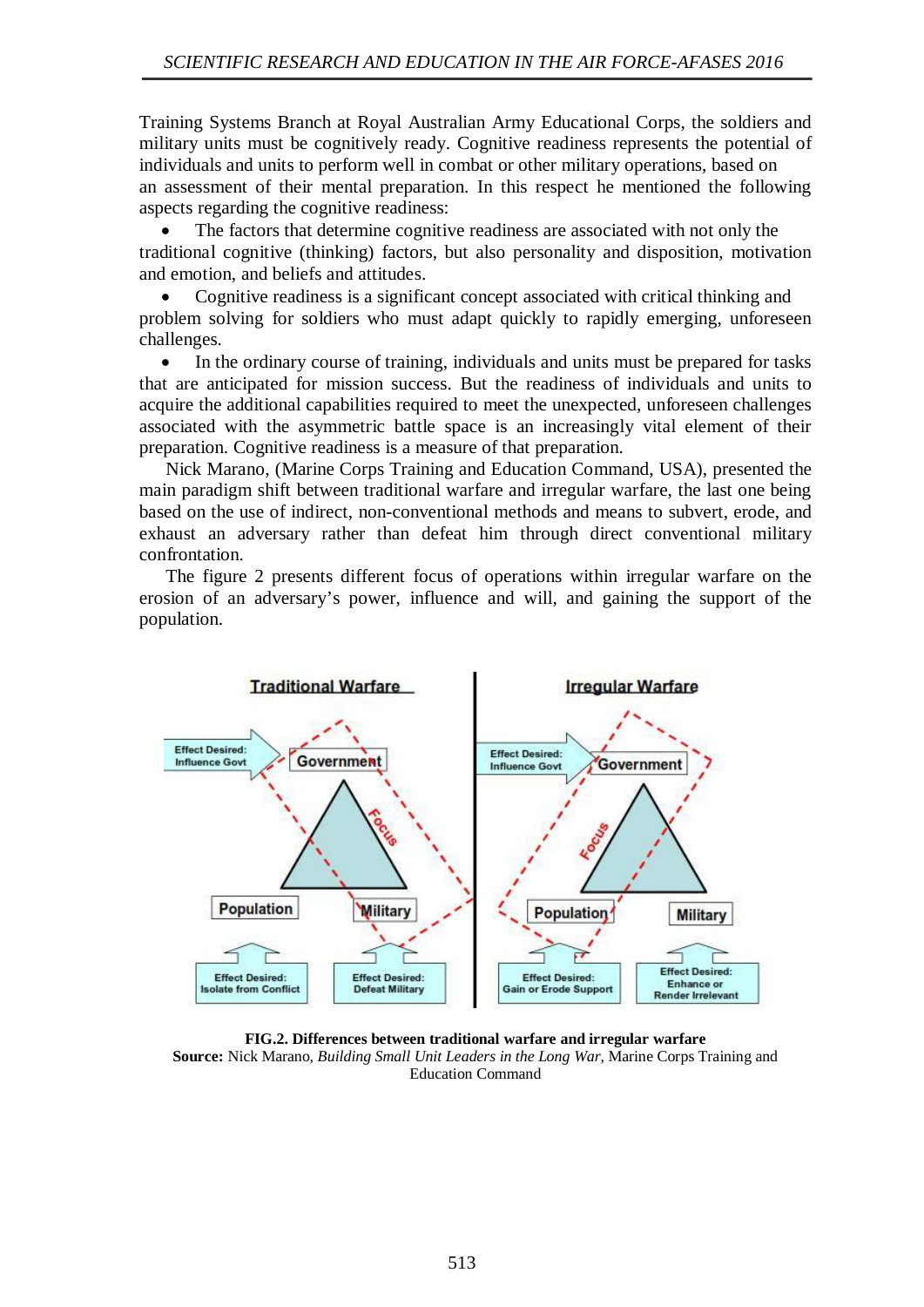Training Systems Branch at Royal Australian Army Educational Corps, the soldiers and military units must be cognitively ready. Cognitive readiness represents the potential of individuals and units to perform well in combat or other military operations, based on an assessment of their mental preparation. In this respect he mentioned the following aspects regarding the cognitive readiness:

- The factors that determine cognitive readiness are associated with not only the traditional cognitive (thinking) factors, but also personality and disposition, motivation and emotion, and beliefs and attitudes.
- Cognitive readiness is a significant concept associated with critical thinking and problem solving for soldiers who must adapt quickly to rapidly emerging, unforeseen challenges.
- In the ordinary course of training, individuals and units must be prepared for tasks that are anticipated for mission success. But the readiness of individuals and units to acquire the additional capabilities required to meet the unexpected, unforeseen challenges associated with the asymmetric battle space is an increasingly vital element of their preparation. Cognitive readiness is a measure of that preparation.

Nick Marano, (Marine Corps Training and Education Command, USA), presented the main paradigm shift between traditional warfare and irregular warfare, the last one being based on the use of indirect, non-conventional methods and means to subvert, erode, and exhaust an adversary rather than defeat him through direct conventional military confrontation.

The figure 2 presents different focus of operations within irregular warfare on the erosion of an adversary's power, influence and will, and gaining the support of the population.

**FIG.2. Differences between traditional warfare and irregular warfare**
**Source:** Nick Marano, *Building Small Unit Leaders in the Long War*, Marine Corps Training and Education Command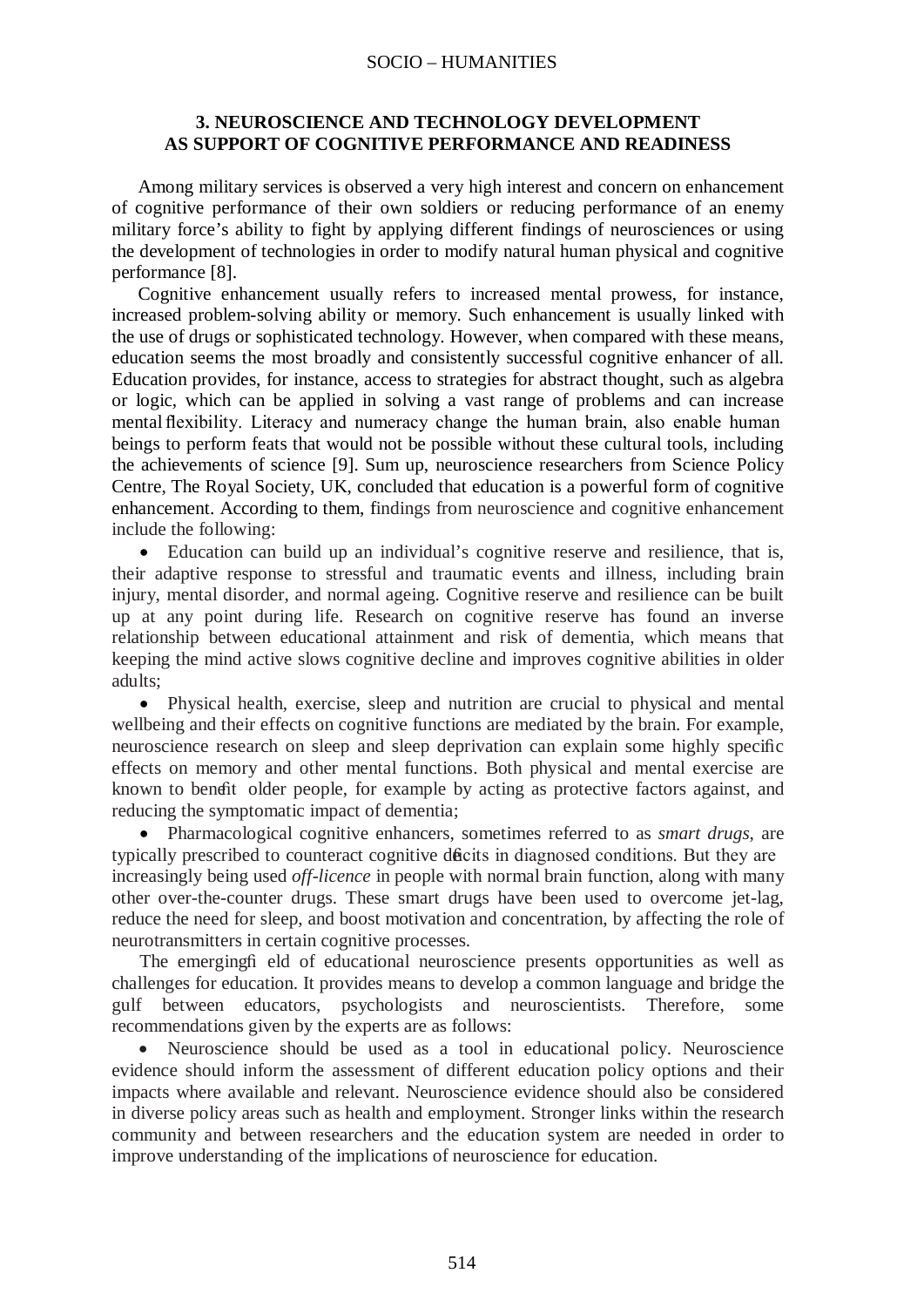## 3. NEUROSCIENCE AND TECHNOLOGY DEVELOPMENT AS SUPPORT OF COGNITIVE PERFORMANCE AND READINESS

Among military services is observed a very high interest and concern on enhancement of cognitive performance of their own soldiers or reducing performance of an enemy military force's ability to fight by applying different findings of neurosciences or using the development of technologies in order to modify natural human physical and cognitive performance [8].

Cognitive enhancement usually refers to increased mental prowess, for instance, increased problem-solving ability or memory. Such enhancement is usually linked with the use of drugs or sophisticated technology. However, when compared with these means, education seems the most broadly and consistently successful cognitive enhancer of all. Education provides, for instance, access to strategies for abstract thought, such as algebra or logic, which can be applied in solving a vast range of problems and can increase mental flexibility. Literacy and numeracy change the human brain, also enable human beings to perform feats that would not be possible without these cultural tools, including the achievements of science [9]. Sum up, neuroscience researchers from Science Policy Centre, The Royal Society, UK, concluded that education is a powerful form of cognitive enhancement. According to them, findings from neuroscience and cognitive enhancement include the following:

- Education can build up an individual's cognitive reserve and resilience, that is, their adaptive response to stressful and traumatic events and illness, including brain injury, mental disorder, and normal ageing. Cognitive reserve and resilience can be built up at any point during life. Research on cognitive reserve has found an inverse relationship between educational attainment and risk of dementia, which means that keeping the mind active slows cognitive decline and improves cognitive abilities in older adults;
- Physical health, exercise, sleep and nutrition are crucial to physical and mental wellbeing and their effects on cognitive functions are mediated by the brain. For example, neuroscience research on sleep and sleep deprivation can explain some highly specific effects on memory and other mental functions. Both physical and mental exercise are known to benefit older people, for example by acting as protective factors against, and reducing the symptomatic impact of dementia;
- Pharmacological cognitive enhancers, sometimes referred to as *smart drugs*, are typically prescribed to counteract cognitive deficits in diagnosed conditions. But they are increasingly being used *off-licence* in people with normal brain function, along with many other over-the-counter drugs. These smart drugs have been used to overcome jet-lag, reduce the need for sleep, and boost motivation and concentration, by affecting the role of neurotransmitters in certain cognitive processes.

The emerging field of educational neuroscience presents opportunities as well as challenges for education. It provides means to develop a common language and bridge the gulf between educators, psychologists and neuroscientists. Therefore, some recommendations given by the experts are as follows:

- Neuroscience should be used as a tool in educational policy. Neuroscience evidence should inform the assessment of different education policy options and their impacts where available and relevant. Neuroscience evidence should also be considered in diverse policy areas such as health and employment. Stronger links within the research community and between researchers and the education system are needed in order to improve understanding of the implications of neuroscience for education.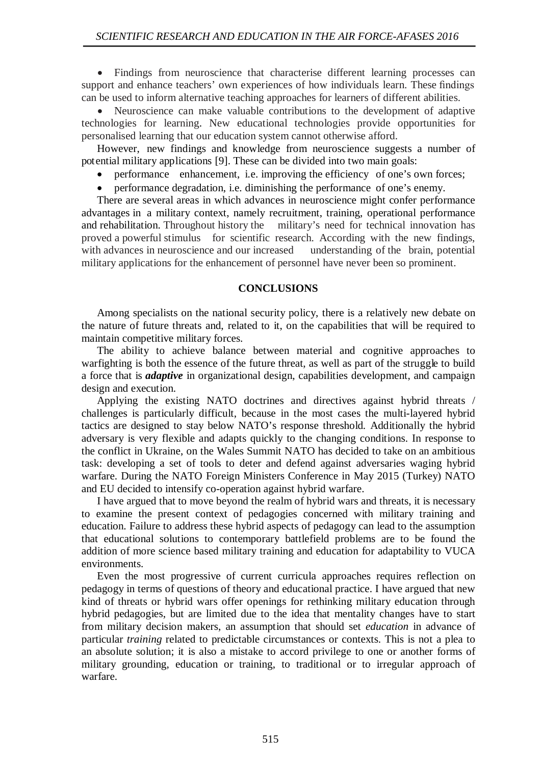- Findings from neuroscience that characterise different learning processes can support and enhance teachers' own experiences of how individuals learn. These findings can be used to inform alternative teaching approaches for learners of different abilities.
- Neuroscience can make valuable contributions to the development of adaptive technologies for learning. New educational technologies provide opportunities for personalised learning that our education system cannot otherwise afford.

However, new findings and knowledge from neuroscience suggests a number of potential military applications [9]. These can be divided into two main goals:

- performance enhancement, i.e. improving the efficiency of one's own forces;
- performance degradation, i.e. diminishing the performance of one's enemy.

There are several areas in which advances in neuroscience might confer performance advantages in a military context, namely recruitment, training, operational performance and rehabilitation. Throughout history the military's need for technical innovation has proved a powerful stimulus for scientific research. According with the new findings, with advances in neuroscience and our increased understanding of the brain, potential military applications for the enhancement of personnel have never been so prominent.

## CONCLUSIONS

Among specialists on the national security policy, there is a relatively new debate on the nature of future threats and, related to it, on the capabilities that will be required to maintain competitive military forces.

The ability to achieve balance between material and cognitive approaches to warfighting is both the essence of the future threat, as well as part of the struggle to build a force that is ***adaptive*** in organizational design, capabilities development, and campaign design and execution.

Applying the existing NATO doctrines and directives against hybrid threats / challenges is particularly difficult, because in the most cases the multi-layered hybrid tactics are designed to stay below NATO's response threshold. Additionally the hybrid adversary is very flexible and adapts quickly to the changing conditions. In response to the conflict in Ukraine, on the Wales Summit NATO has decided to take on an ambitious task: developing a set of tools to deter and defend against adversaries waging hybrid warfare. During the NATO Foreign Ministers Conference in May 2015 (Turkey) NATO and EU decided to intensify co-operation against hybrid warfare.

I have argued that to move beyond the realm of hybrid wars and threats, it is necessary to examine the present context of pedagogies concerned with military training and education. Failure to address these hybrid aspects of pedagogy can lead to the assumption that educational solutions to contemporary battlefield problems are to be found the addition of more science based military training and education for adaptability to VUCA environments.

Even the most progressive of current curricula approaches requires reflection on pedagogy in terms of questions of theory and educational practice. I have argued that new kind of threats or hybrid wars offer openings for rethinking military education through hybrid pedagogies, but are limited due to the idea that mentality changes have to start from military decision makers, an assumption that should set *education* in advance of particular *training* related to predictable circumstances or contexts. This is not a plea to an absolute solution; it is also a mistake to accord privilege to one or another forms of military grounding, education or training, to traditional or to irregular approach of warfare.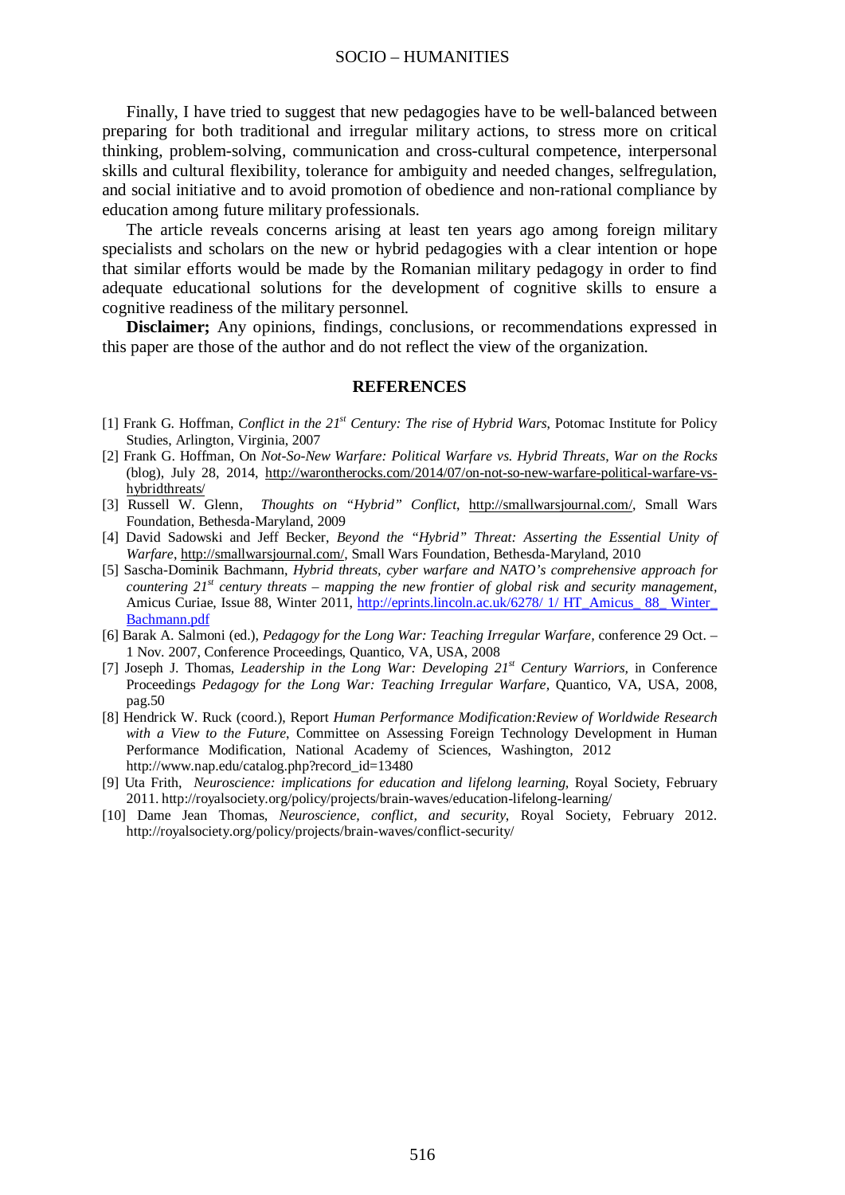Finally, I have tried to suggest that new pedagogies have to be well-balanced between preparing for both traditional and irregular military actions, to stress more on critical thinking, problem-solving, communication and cross-cultural competence, interpersonal skills and cultural flexibility, tolerance for ambiguity and needed changes, selfregulation, and social initiative and to avoid promotion of obedience and non-rational compliance by education among future military professionals.

The article reveals concerns arising at least ten years ago among foreign military specialists and scholars on the new or hybrid pedagogies with a clear intention or hope that similar efforts would be made by the Romanian military pedagogy in order to find adequate educational solutions for the development of cognitive skills to ensure a cognitive readiness of the military personnel.

**Disclaimer;** Any opinions, findings, conclusions, or recommendations expressed in this paper are those of the author and do not reflect the view of the organization.

## REFERENCES

[1] Frank G. Hoffman, *Conflict in the 21st Century: The rise of Hybrid Wars*, Potomac Institute for Policy Studies, Arlington, Virginia, 2007

[2] Frank G. Hoffman, On *Not-So-New Warfare: Political Warfare vs. Hybrid Threats*, *War on the Rocks* (blog), July 28, 2014, http://warontherocks.com/2014/07/on-not-so-new-warfare-political-warfare-vs-hybridthreats/

[3] Russell W. Glenn, *Thoughts on "Hybrid" Conflict*, http://smallwarsjournal.com/, Small Wars Foundation, Bethesda-Maryland, 2009

[4] David Sadowski and Jeff Becker, *Beyond the "Hybrid" Threat: Asserting the Essential Unity of Warfare*, http://smallwarsjournal.com/, Small Wars Foundation, Bethesda-Maryland, 2010

[5] Sascha-Dominik Bachmann, *Hybrid threats, cyber warfare and NATO's comprehensive approach for countering 21st century threats – mapping the new frontier of global risk and security management*, Amicus Curiae, Issue 88, Winter 2011, http://eprints.lincoln.ac.uk/6278/ 1/ HT_Amicus_ 88_ Winter_ Bachmann.pdf

[6] Barak A. Salmoni (ed.), *Pedagogy for the Long War: Teaching Irregular Warfare*, conference 29 Oct. – 1 Nov. 2007, Conference Proceedings, Quantico, VA, USA, 2008

[7] Joseph J. Thomas, *Leadership in the Long War: Developing 21st Century Warriors*, in Conference Proceedings *Pedagogy for the Long War: Teaching Irregular Warfare*, Quantico, VA, USA, 2008, pag.50

[8] Hendrick W. Ruck (coord.), Report *Human Performance Modification:Review of Worldwide Research with a View to the Future*, Committee on Assessing Foreign Technology Development in Human Performance Modification, National Academy of Sciences, Washington, 2012 http://www.nap.edu/catalog.php?record_id=13480

[9] Uta Frith, *Neuroscience: implications for education and lifelong learning*, Royal Society, February 2011. http://royalsociety.org/policy/projects/brain-waves/education-lifelong-learning/

[10] Dame Jean Thomas, *Neuroscience, conflict, and security*, Royal Society, February 2012. http://royalsociety.org/policy/projects/brain-waves/conflict-security/